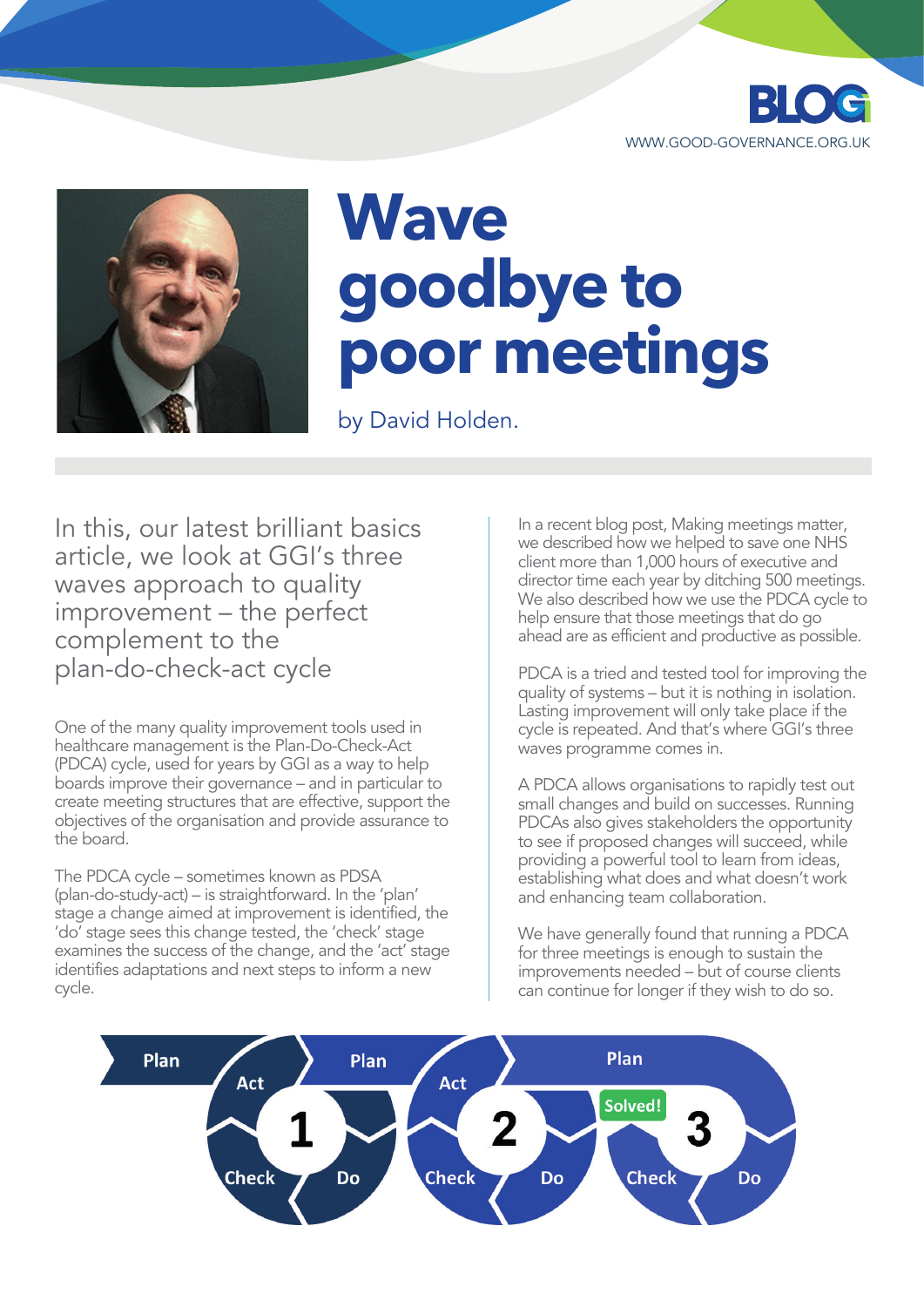# Wave goodbye to poor meetings

by David Holden.

In this, our latest brilliant basics article, we look at GGI's three waves approach to quality improvement – the perfect complement to the plan-do-check-act cycle

One of the many quality improvement tools used in healthcare management is the Plan-Do-Check-Act (PDCA) cycle, used for years by GGI as a way to help boards improve their governance – and in particular to create meeting structures that are effective, support the objectives of the organisation and provide assurance to the board.

The PDCA cycle – sometimes known as PDSA (plan-do-study-act) – is straightforward. In the 'plan' stage a change aimed at improvement is identified, the 'do' stage sees this change tested, the 'check' stage examines the success of the change, and the 'act' stage identifies adaptations and next steps to inform a new cycle.

In a recent blog post, Making meetings matter, we described how we helped to save one NHS client more than 1,000 hours of executive and director time each year by ditching 500 meetings. We also described how we use the PDCA cycle to help ensure that those meetings that do go ahead are as efficient and productive as possible.

PDCA is a tried and tested tool for improving the quality of systems – but it is nothing in isolation. Lasting improvement will only take place if the cycle is repeated. And that's where GGI's three waves programme comes in.

A PDCA allows organisations to rapidly test out small changes and build on successes. Running PDCAs also gives stakeholders the opportunity to see if proposed changes will succeed, while providing a powerful tool to learn from ideas, establishing what does and what doesn't work and enhancing team collaboration.

We have generally found that running a PDCA for three meetings is enough to sustain the improvements needed – but of course clients can continue for longer if they wish to do so.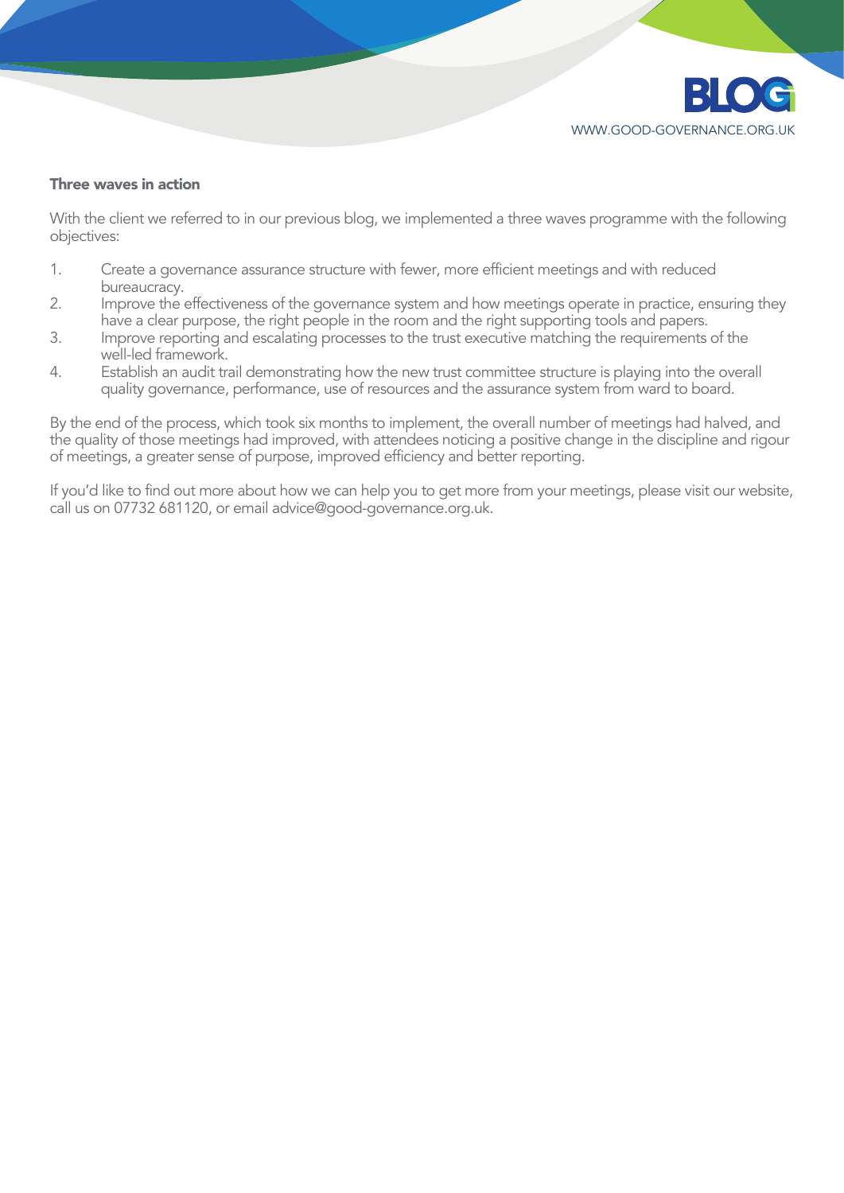### Three waves in action

With the client we referred to in our previous blog, we implemented a three waves programme with the following objectives:

1. Create a governance assurance structure with fewer, more efficient meetings and with reduced bureaucracy.
2. Improve the effectiveness of the governance system and how meetings operate in practice, ensuring they have a clear purpose, the right people in the room and the right supporting tools and papers.
3. Improve reporting and escalating processes to the trust executive matching the requirements of the well-led framework.
4. Establish an audit trail demonstrating how the new trust committee structure is playing into the overall quality governance, performance, use of resources and the assurance system from ward to board.

By the end of the process, which took six months to implement, the overall number of meetings had halved, and the quality of those meetings had improved, with attendees noticing a positive change in the discipline and rigour of meetings, a greater sense of purpose, improved efficiency and better reporting.

If you'd like to find out more about how we can help you to get more from your meetings, please visit our website, call us on 07732 681120, or email advice@good-governance.org.uk.